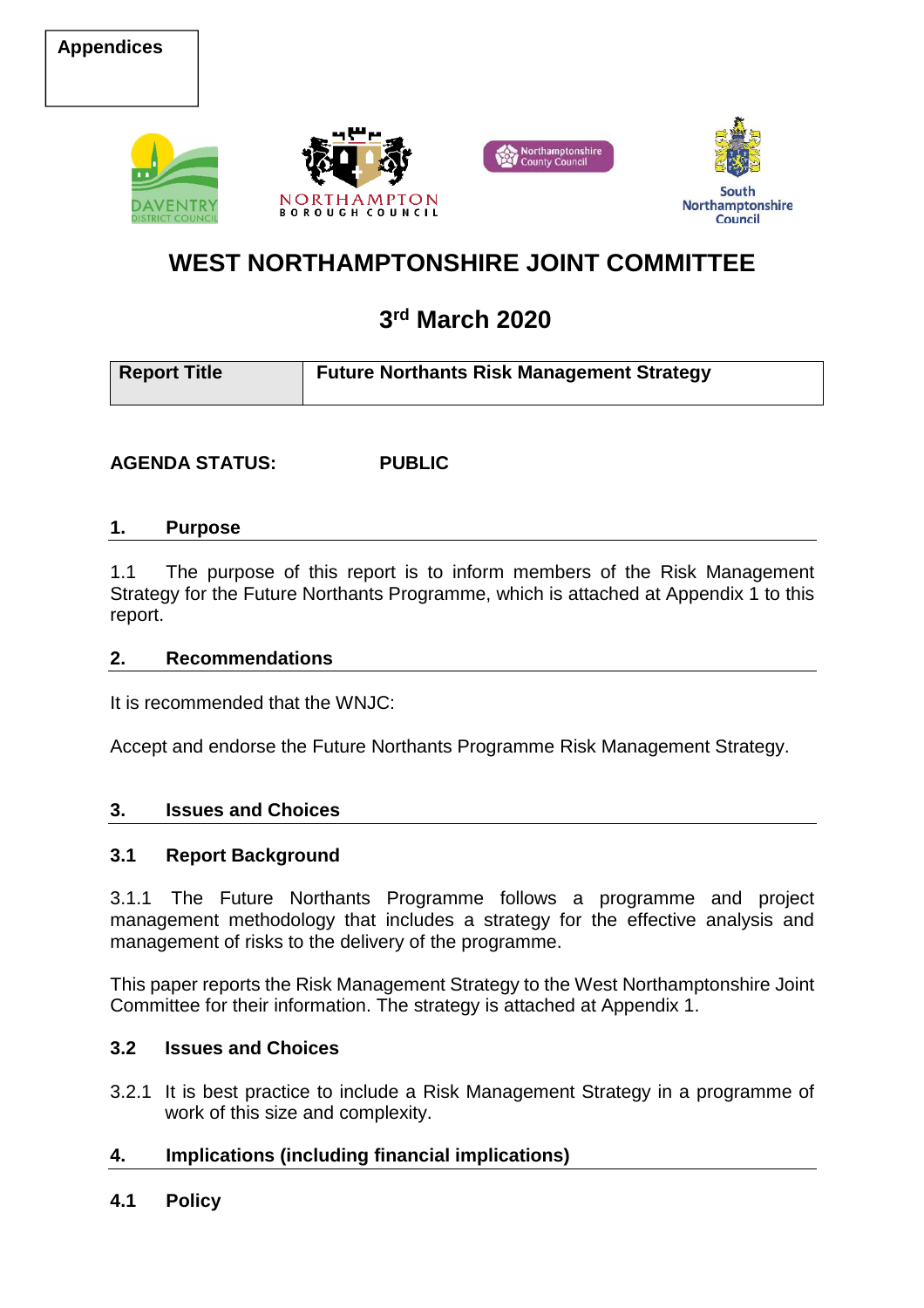**Appendices**

# WEST NORTHAMPTONSHIRE JOINT COMMITTEE

## 3rd March 2020

| Report Title | Future Northants Risk Management Strategy |
|---|---|

**AGENDA STATUS:** **PUBLIC**

### 1. Purpose

1.1 The purpose of this report is to inform members of the Risk Management Strategy for the Future Northants Programme, which is attached at Appendix 1 to this report.

### 2. Recommendations

It is recommended that the WNJC:

Accept and endorse the Future Northants Programme Risk Management Strategy.

### 3. Issues and Choices

#### 3.1 Report Background

3.1.1 The Future Northants Programme follows a programme and project management methodology that includes a strategy for the effective analysis and management of risks to the delivery of the programme.

This paper reports the Risk Management Strategy to the West Northamptonshire Joint Committee for their information. The strategy is attached at Appendix 1.

#### 3.2 Issues and Choices

3.2.1 It is best practice to include a Risk Management Strategy in a programme of work of this size and complexity.

### 4. Implications (including financial implications)

#### 4.1 Policy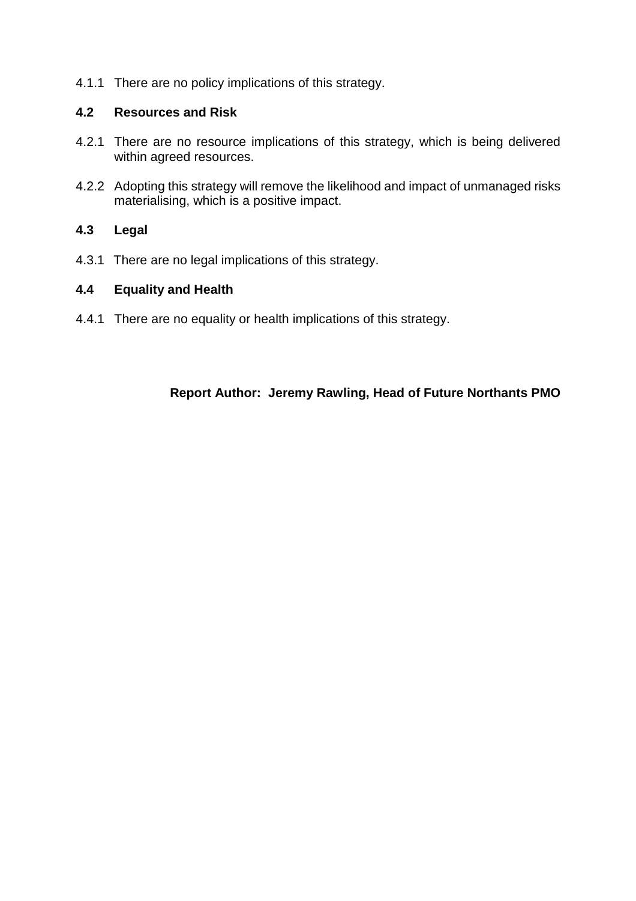4.1.1 There are no policy implications of this strategy.

### 4.2 Resources and Risk

4.2.1 There are no resource implications of this strategy, which is being delivered within agreed resources.

4.2.2 Adopting this strategy will remove the likelihood and impact of unmanaged risks materialising, which is a positive impact.

### 4.3 Legal

4.3.1 There are no legal implications of this strategy.

### 4.4 Equality and Health

4.4.1 There are no equality or health implications of this strategy.

**Report Author: Jeremy Rawling, Head of Future Northants PMO**